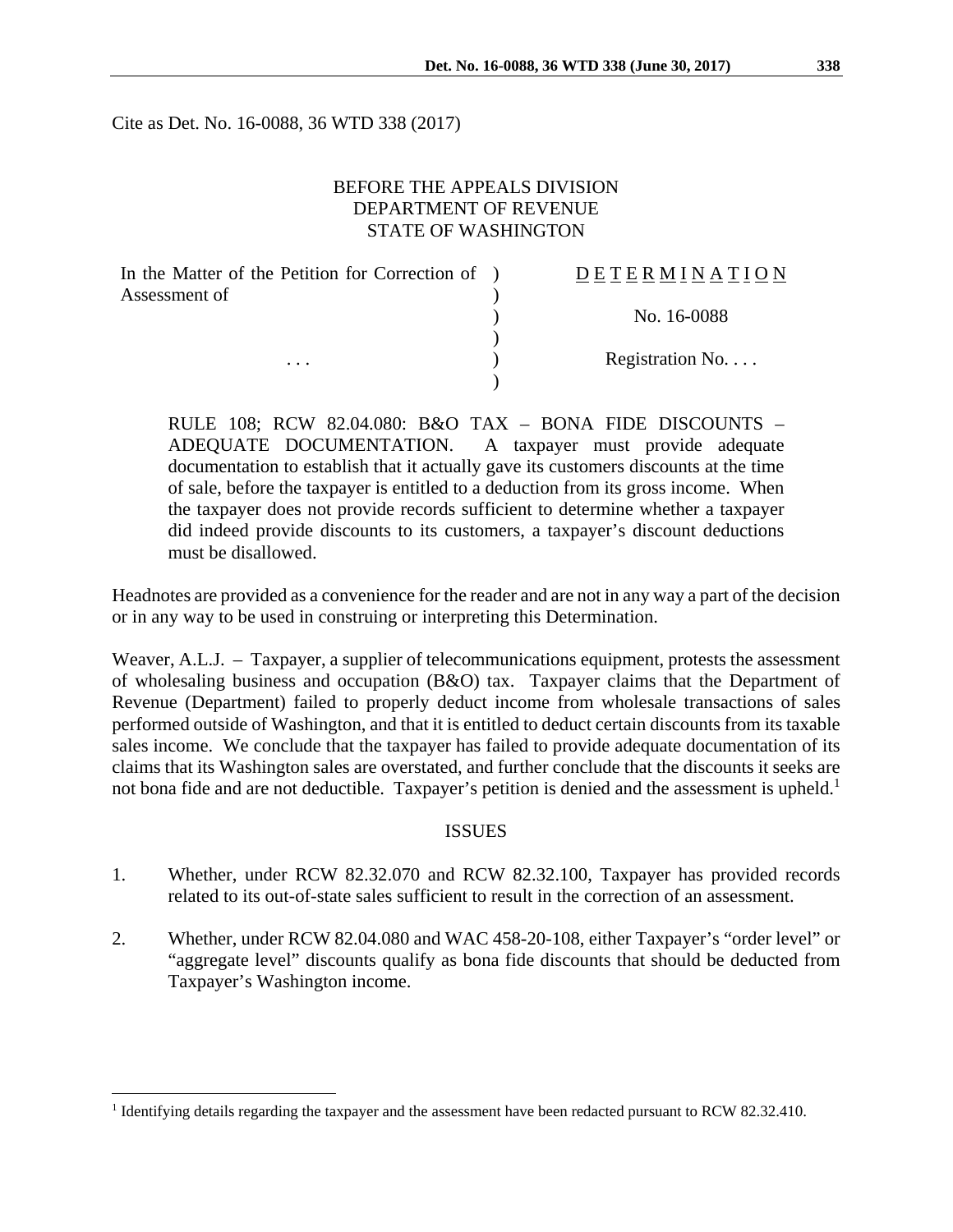Cite as Det. No. 16-0088, 36 WTD 338 (2017)

BEFORE THE APPEALS DIVISION
DEPARTMENT OF REVENUE
STATE OF WASHINGTON

| In the Matter of the Petition for Correction of Assessment of | D E T E R M I N A T I O N |
|---|---|
| | No. 16-0088 |
| . . . | Registration No. . . . |

RULE 108; RCW 82.04.080: B&O TAX – BONA FIDE DISCOUNTS – ADEQUATE DOCUMENTATION. A taxpayer must provide adequate documentation to establish that it actually gave its customers discounts at the time of sale, before the taxpayer is entitled to a deduction from its gross income. When the taxpayer does not provide records sufficient to determine whether a taxpayer did indeed provide discounts to its customers, a taxpayer's discount deductions must be disallowed.

Headnotes are provided as a convenience for the reader and are not in any way a part of the decision or in any way to be used in construing or interpreting this Determination.

Weaver, A.L.J. – Taxpayer, a supplier of telecommunications equipment, protests the assessment of wholesaling business and occupation (B&O) tax. Taxpayer claims that the Department of Revenue (Department) failed to properly deduct income from wholesale transactions of sales performed outside of Washington, and that it is entitled to deduct certain discounts from its taxable sales income. We conclude that the taxpayer has failed to provide adequate documentation of its claims that its Washington sales are overstated, and further conclude that the discounts it seeks are not bona fide and are not deductible. Taxpayer's petition is denied and the assessment is upheld.[1]

## ISSUES

1. Whether, under RCW 82.32.070 and RCW 82.32.100, Taxpayer has provided records related to its out-of-state sales sufficient to result in the correction of an assessment.

2. Whether, under RCW 82.04.080 and WAC 458-20-108, either Taxpayer's "order level" or "aggregate level" discounts qualify as bona fide discounts that should be deducted from Taxpayer's Washington income.

---

[1] Identifying details regarding the taxpayer and the assessment have been redacted pursuant to RCW 82.32.410.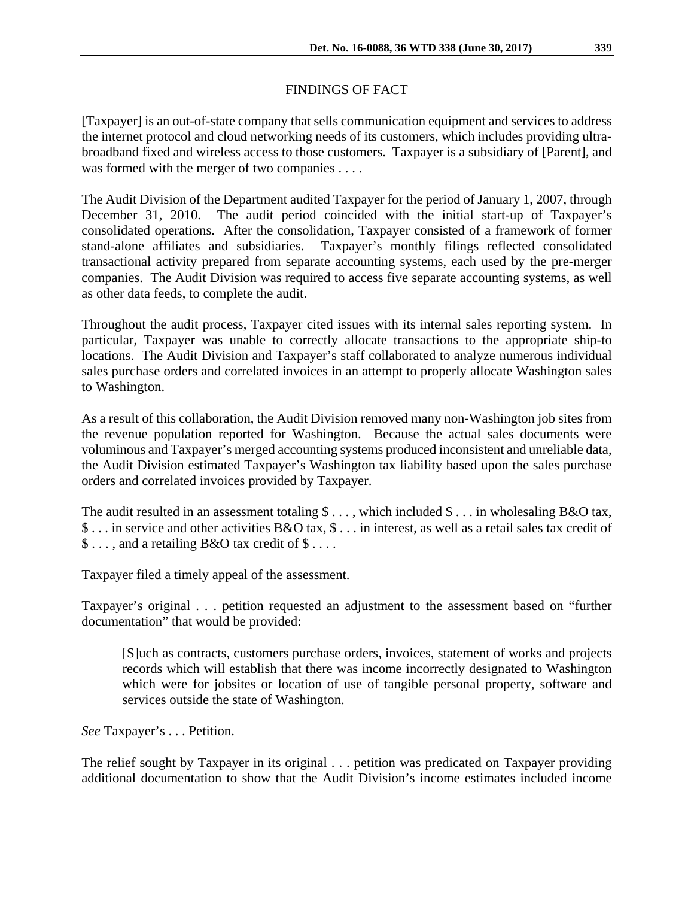## FINDINGS OF FACT

[Taxpayer] is an out-of-state company that sells communication equipment and services to address the internet protocol and cloud networking needs of its customers, which includes providing ultra-broadband fixed and wireless access to those customers. Taxpayer is a subsidiary of [Parent], and was formed with the merger of two companies . . . .

The Audit Division of the Department audited Taxpayer for the period of January 1, 2007, through December 31, 2010. The audit period coincided with the initial start-up of Taxpayer's consolidated operations. After the consolidation, Taxpayer consisted of a framework of former stand-alone affiliates and subsidiaries. Taxpayer's monthly filings reflected consolidated transactional activity prepared from separate accounting systems, each used by the pre-merger companies. The Audit Division was required to access five separate accounting systems, as well as other data feeds, to complete the audit.

Throughout the audit process, Taxpayer cited issues with its internal sales reporting system. In particular, Taxpayer was unable to correctly allocate transactions to the appropriate ship-to locations. The Audit Division and Taxpayer's staff collaborated to analyze numerous individual sales purchase orders and correlated invoices in an attempt to properly allocate Washington sales to Washington.

As a result of this collaboration, the Audit Division removed many non-Washington job sites from the revenue population reported for Washington. Because the actual sales documents were voluminous and Taxpayer's merged accounting systems produced inconsistent and unreliable data, the Audit Division estimated Taxpayer's Washington tax liability based upon the sales purchase orders and correlated invoices provided by Taxpayer.

The audit resulted in an assessment totaling $ . . . , which included $ . . . in wholesaling B&O tax, $ . . . in service and other activities B&O tax, $ . . . in interest, as well as a retail sales tax credit of $ . . . , and a retailing B&O tax credit of $ . . . .

Taxpayer filed a timely appeal of the assessment.

Taxpayer's original . . . petition requested an adjustment to the assessment based on "further documentation" that would be provided:

> [S]uch as contracts, customers purchase orders, invoices, statement of works and projects records which will establish that there was income incorrectly designated to Washington which were for jobsites or location of use of tangible personal property, software and services outside the state of Washington.

*See* Taxpayer's . . . Petition.

The relief sought by Taxpayer in its original . . . petition was predicated on Taxpayer providing additional documentation to show that the Audit Division's income estimates included income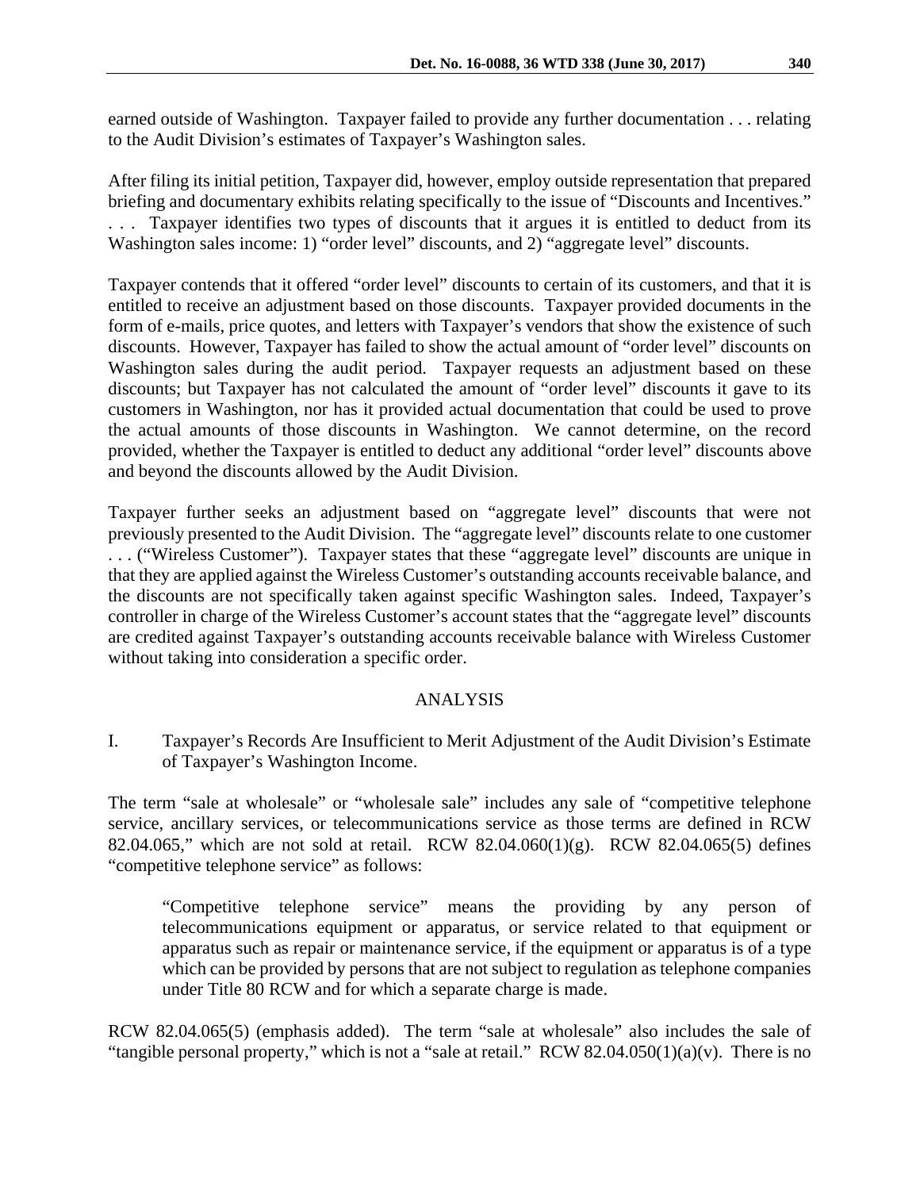earned outside of Washington. Taxpayer failed to provide any further documentation . . . relating to the Audit Division's estimates of Taxpayer's Washington sales.

After filing its initial petition, Taxpayer did, however, employ outside representation that prepared briefing and documentary exhibits relating specifically to the issue of "Discounts and Incentives." . . . Taxpayer identifies two types of discounts that it argues it is entitled to deduct from its Washington sales income: 1) "order level" discounts, and 2) "aggregate level" discounts.

Taxpayer contends that it offered "order level" discounts to certain of its customers, and that it is entitled to receive an adjustment based on those discounts. Taxpayer provided documents in the form of e-mails, price quotes, and letters with Taxpayer's vendors that show the existence of such discounts. However, Taxpayer has failed to show the actual amount of "order level" discounts on Washington sales during the audit period. Taxpayer requests an adjustment based on these discounts; but Taxpayer has not calculated the amount of "order level" discounts it gave to its customers in Washington, nor has it provided actual documentation that could be used to prove the actual amounts of those discounts in Washington. We cannot determine, on the record provided, whether the Taxpayer is entitled to deduct any additional "order level" discounts above and beyond the discounts allowed by the Audit Division.

Taxpayer further seeks an adjustment based on "aggregate level" discounts that were not previously presented to the Audit Division. The "aggregate level" discounts relate to one customer . . . ("Wireless Customer"). Taxpayer states that these "aggregate level" discounts are unique in that they are applied against the Wireless Customer's outstanding accounts receivable balance, and the discounts are not specifically taken against specific Washington sales. Indeed, Taxpayer's controller in charge of the Wireless Customer's account states that the "aggregate level" discounts are credited against Taxpayer's outstanding accounts receivable balance with Wireless Customer without taking into consideration a specific order.

## ANALYSIS

### I. Taxpayer's Records Are Insufficient to Merit Adjustment of the Audit Division's Estimate of Taxpayer's Washington Income.

The term "sale at wholesale" or "wholesale sale" includes any sale of "competitive telephone service, ancillary services, or telecommunications service as those terms are defined in RCW 82.04.065," which are not sold at retail. RCW 82.04.060(1)(g). RCW 82.04.065(5) defines "competitive telephone service" as follows:

> "Competitive telephone service" means the providing by any person of telecommunications equipment or apparatus, or service related to that equipment or apparatus such as repair or maintenance service, if the equipment or apparatus is of a type which can be provided by persons that are not subject to regulation as telephone companies under Title 80 RCW and for which a separate charge is made.

RCW 82.04.065(5) (emphasis added). The term "sale at wholesale" also includes the sale of "tangible personal property," which is not a "sale at retail." RCW 82.04.050(1)(a)(v). There is no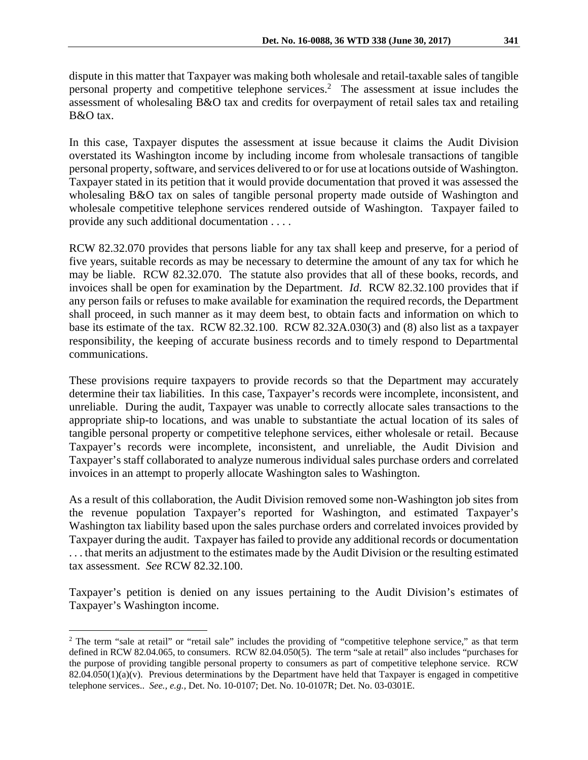dispute in this matter that Taxpayer was making both wholesale and retail-taxable sales of tangible personal property and competitive telephone services.[2] The assessment at issue includes the assessment of wholesaling B&O tax and credits for overpayment of retail sales tax and retailing B&O tax.

In this case, Taxpayer disputes the assessment at issue because it claims the Audit Division overstated its Washington income by including income from wholesale transactions of tangible personal property, software, and services delivered to or for use at locations outside of Washington. Taxpayer stated in its petition that it would provide documentation that proved it was assessed the wholesaling B&O tax on sales of tangible personal property made outside of Washington and wholesale competitive telephone services rendered outside of Washington. Taxpayer failed to provide any such additional documentation . . . .

RCW 82.32.070 provides that persons liable for any tax shall keep and preserve, for a period of five years, suitable records as may be necessary to determine the amount of any tax for which he may be liable. RCW 82.32.070. The statute also provides that all of these books, records, and invoices shall be open for examination by the Department. *Id*. RCW 82.32.100 provides that if any person fails or refuses to make available for examination the required records, the Department shall proceed, in such manner as it may deem best, to obtain facts and information on which to base its estimate of the tax. RCW 82.32.100. RCW 82.32A.030(3) and (8) also list as a taxpayer responsibility, the keeping of accurate business records and to timely respond to Departmental communications.

These provisions require taxpayers to provide records so that the Department may accurately determine their tax liabilities. In this case, Taxpayer's records were incomplete, inconsistent, and unreliable. During the audit, Taxpayer was unable to correctly allocate sales transactions to the appropriate ship-to locations, and was unable to substantiate the actual location of its sales of tangible personal property or competitive telephone services, either wholesale or retail. Because Taxpayer's records were incomplete, inconsistent, and unreliable, the Audit Division and Taxpayer's staff collaborated to analyze numerous individual sales purchase orders and correlated invoices in an attempt to properly allocate Washington sales to Washington.

As a result of this collaboration, the Audit Division removed some non-Washington job sites from the revenue population Taxpayer's reported for Washington, and estimated Taxpayer's Washington tax liability based upon the sales purchase orders and correlated invoices provided by Taxpayer during the audit. Taxpayer has failed to provide any additional records or documentation . . . that merits an adjustment to the estimates made by the Audit Division or the resulting estimated tax assessment. *See* RCW 82.32.100.

Taxpayer's petition is denied on any issues pertaining to the Audit Division's estimates of Taxpayer's Washington income.

---

[2] The term "sale at retail" or "retail sale" includes the providing of "competitive telephone service," as that term defined in RCW 82.04.065, to consumers. RCW 82.04.050(5). The term "sale at retail" also includes "purchases for the purpose of providing tangible personal property to consumers as part of competitive telephone service. RCW 82.04.050(1)(a)(v). Previous determinations by the Department have held that Taxpayer is engaged in competitive telephone services.. *See, e.g.,* Det. No. 10-0107; Det. No. 10-0107R; Det. No. 03-0301E.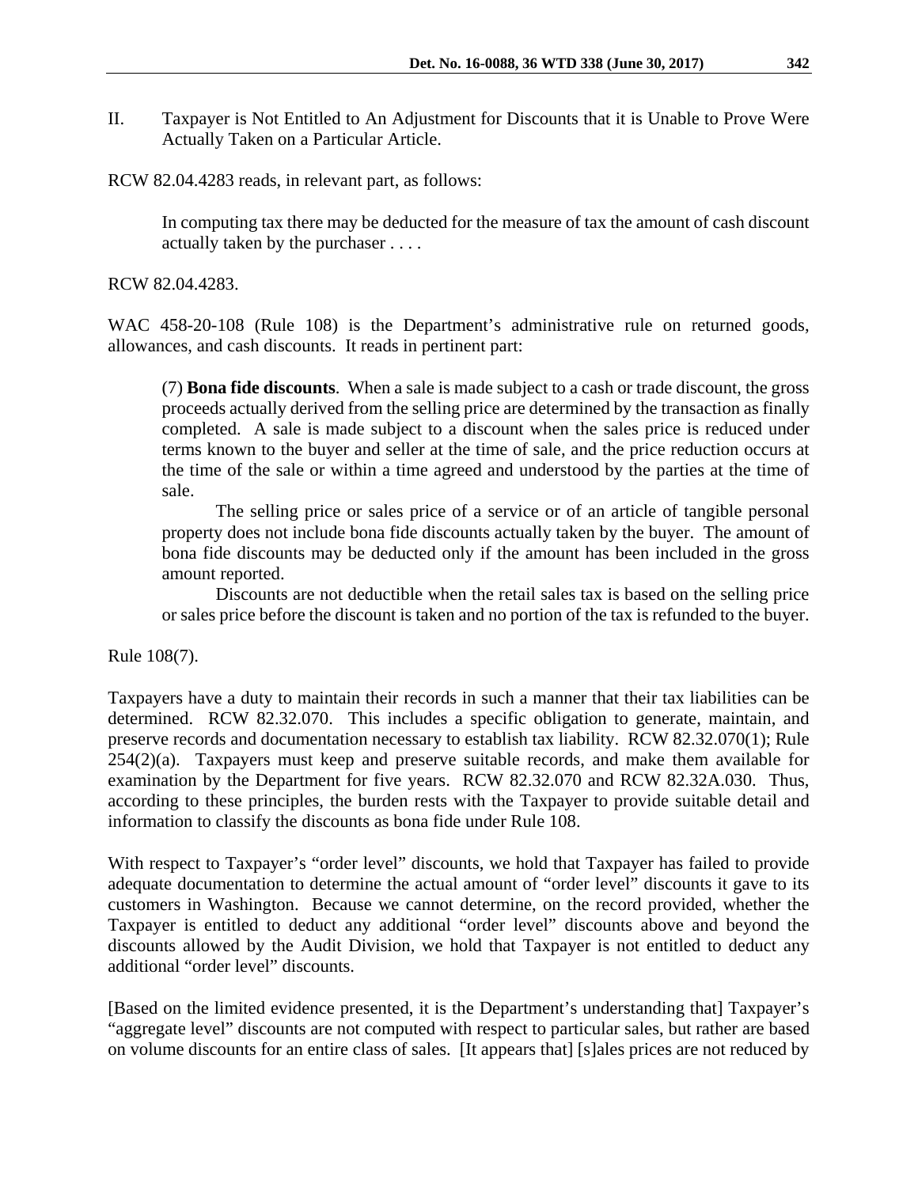II. Taxpayer is Not Entitled to An Adjustment for Discounts that it is Unable to Prove Were Actually Taken on a Particular Article.

RCW 82.04.4283 reads, in relevant part, as follows:

> In computing tax there may be deducted for the measure of tax the amount of cash discount actually taken by the purchaser . . . .

RCW 82.04.4283.

WAC 458-20-108 (Rule 108) is the Department's administrative rule on returned goods, allowances, and cash discounts. It reads in pertinent part:

> (7) **Bona fide discounts**. When a sale is made subject to a cash or trade discount, the gross proceeds actually derived from the selling price are determined by the transaction as finally completed. A sale is made subject to a discount when the sales price is reduced under terms known to the buyer and seller at the time of sale, and the price reduction occurs at the time of the sale or within a time agreed and understood by the parties at the time of sale.
>
> The selling price or sales price of a service or of an article of tangible personal property does not include bona fide discounts actually taken by the buyer. The amount of bona fide discounts may be deducted only if the amount has been included in the gross amount reported.
>
> Discounts are not deductible when the retail sales tax is based on the selling price or sales price before the discount is taken and no portion of the tax is refunded to the buyer.

Rule 108(7).

Taxpayers have a duty to maintain their records in such a manner that their tax liabilities can be determined. RCW 82.32.070. This includes a specific obligation to generate, maintain, and preserve records and documentation necessary to establish tax liability. RCW 82.32.070(1); Rule 254(2)(a). Taxpayers must keep and preserve suitable records, and make them available for examination by the Department for five years. RCW 82.32.070 and RCW 82.32A.030. Thus, according to these principles, the burden rests with the Taxpayer to provide suitable detail and information to classify the discounts as bona fide under Rule 108.

With respect to Taxpayer's "order level" discounts, we hold that Taxpayer has failed to provide adequate documentation to determine the actual amount of "order level" discounts it gave to its customers in Washington. Because we cannot determine, on the record provided, whether the Taxpayer is entitled to deduct any additional "order level" discounts above and beyond the discounts allowed by the Audit Division, we hold that Taxpayer is not entitled to deduct any additional "order level" discounts.

[Based on the limited evidence presented, it is the Department's understanding that] Taxpayer's "aggregate level" discounts are not computed with respect to particular sales, but rather are based on volume discounts for an entire class of sales. [It appears that] [s]ales prices are not reduced by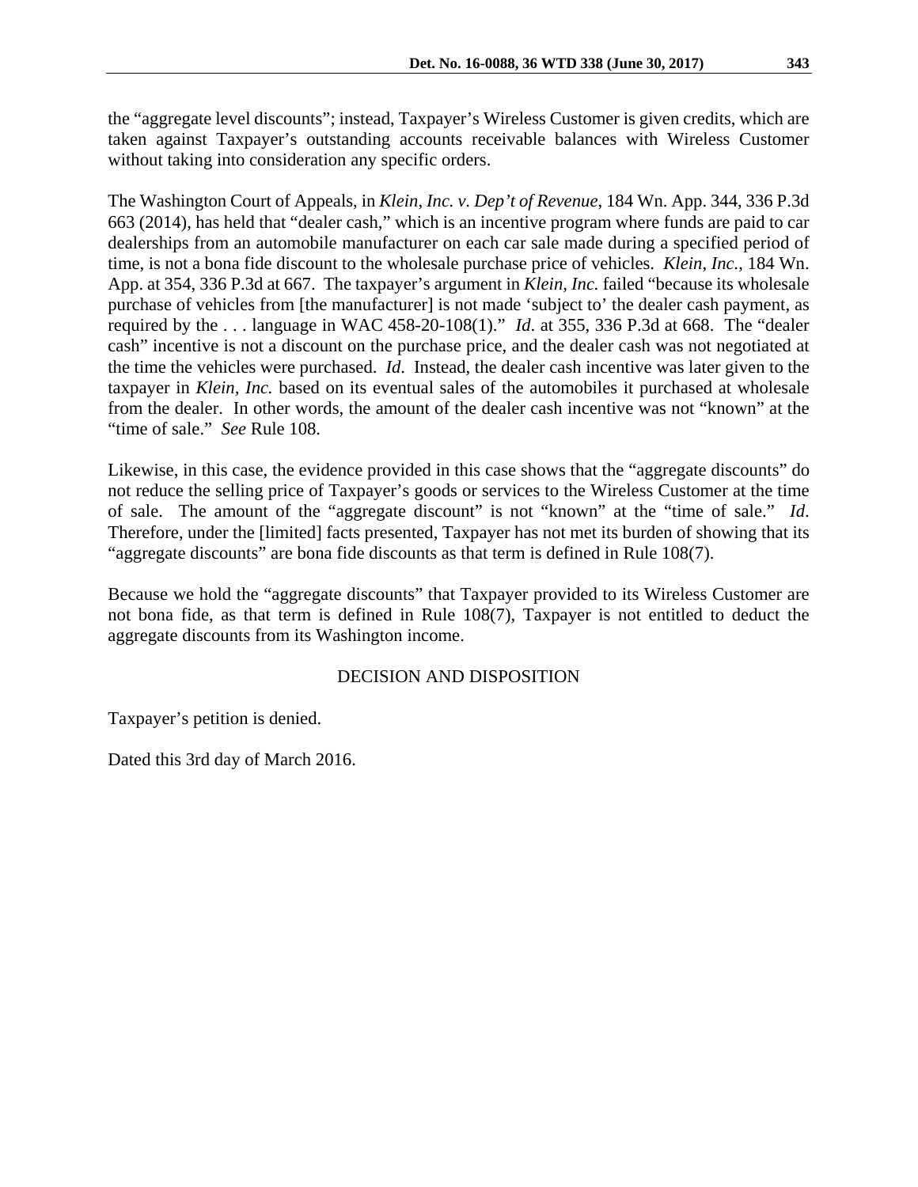the "aggregate level discounts"; instead, Taxpayer's Wireless Customer is given credits, which are taken against Taxpayer's outstanding accounts receivable balances with Wireless Customer without taking into consideration any specific orders.

The Washington Court of Appeals, in *Klein, Inc. v. Dep't of Revenue*, 184 Wn. App. 344, 336 P.3d 663 (2014), has held that "dealer cash," which is an incentive program where funds are paid to car dealerships from an automobile manufacturer on each car sale made during a specified period of time, is not a bona fide discount to the wholesale purchase price of vehicles. *Klein, Inc.*, 184 Wn. App. at 354, 336 P.3d at 667. The taxpayer's argument in *Klein, Inc.* failed "because its wholesale purchase of vehicles from [the manufacturer] is not made 'subject to' the dealer cash payment, as required by the . . . language in WAC 458-20-108(1)." *Id*. at 355, 336 P.3d at 668. The "dealer cash" incentive is not a discount on the purchase price, and the dealer cash was not negotiated at the time the vehicles were purchased. *Id*. Instead, the dealer cash incentive was later given to the taxpayer in *Klein, Inc.* based on its eventual sales of the automobiles it purchased at wholesale from the dealer. In other words, the amount of the dealer cash incentive was not "known" at the "time of sale." *See* Rule 108.

Likewise, in this case, the evidence provided in this case shows that the "aggregate discounts" do not reduce the selling price of Taxpayer's goods or services to the Wireless Customer at the time of sale. The amount of the "aggregate discount" is not "known" at the "time of sale." *Id*. Therefore, under the [limited] facts presented, Taxpayer has not met its burden of showing that its "aggregate discounts" are bona fide discounts as that term is defined in Rule 108(7).

Because we hold the "aggregate discounts" that Taxpayer provided to its Wireless Customer are not bona fide, as that term is defined in Rule 108(7), Taxpayer is not entitled to deduct the aggregate discounts from its Washington income.

## DECISION AND DISPOSITION

Taxpayer's petition is denied.

Dated this 3rd day of March 2016.